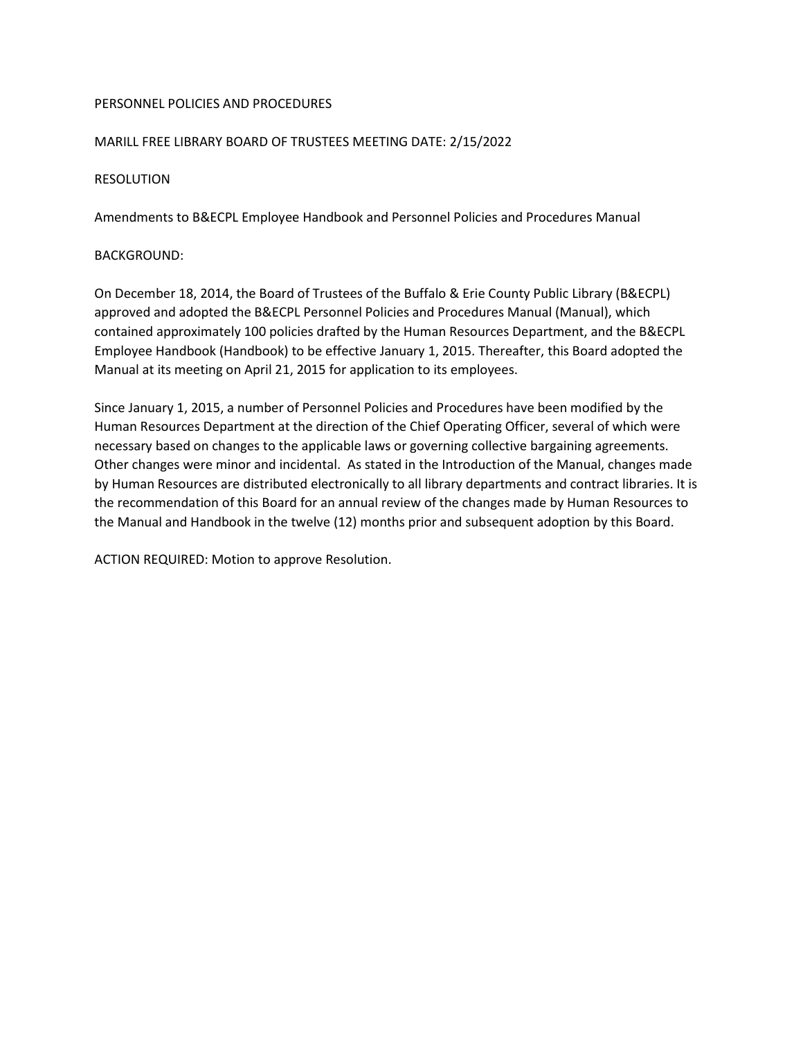PERSONNEL POLICIES AND PROCEDURES

MARILL FREE LIBRARY BOARD OF TRUSTEES MEETING DATE: 2/15/2022

RESOLUTION

Amendments to B&ECPL Employee Handbook and Personnel Policies and Procedures Manual

BACKGROUND:

On December 18, 2014, the Board of Trustees of the Buffalo & Erie County Public Library (B&ECPL) approved and adopted the B&ECPL Personnel Policies and Procedures Manual (Manual), which contained approximately 100 policies drafted by the Human Resources Department, and the B&ECPL Employee Handbook (Handbook) to be effective January 1, 2015. Thereafter, this Board adopted the Manual at its meeting on April 21, 2015 for application to its employees.

Since January 1, 2015, a number of Personnel Policies and Procedures have been modified by the Human Resources Department at the direction of the Chief Operating Officer, several of which were necessary based on changes to the applicable laws or governing collective bargaining agreements. Other changes were minor and incidental. As stated in the Introduction of the Manual, changes made by Human Resources are distributed electronically to all library departments and contract libraries. It is the recommendation of this Board for an annual review of the changes made by Human Resources to the Manual and Handbook in the twelve (12) months prior and subsequent adoption by this Board.

ACTION REQUIRED: Motion to approve Resolution.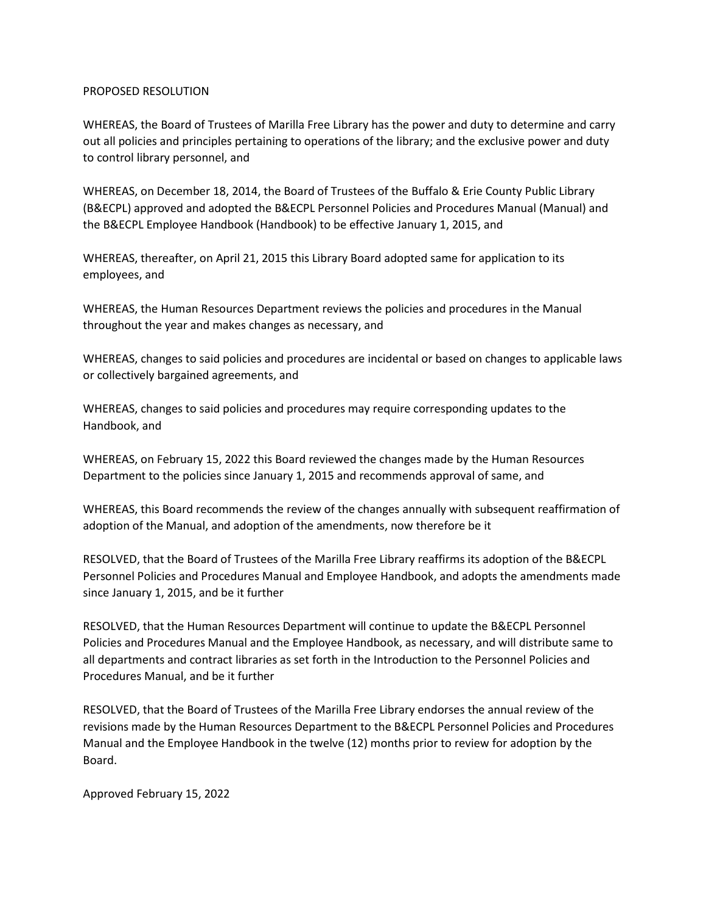PROPOSED RESOLUTION

WHEREAS, the Board of Trustees of Marilla Free Library has the power and duty to determine and carry out all policies and principles pertaining to operations of the library; and the exclusive power and duty to control library personnel, and

WHEREAS, on December 18, 2014, the Board of Trustees of the Buffalo & Erie County Public Library (B&ECPL) approved and adopted the B&ECPL Personnel Policies and Procedures Manual (Manual) and the B&ECPL Employee Handbook (Handbook) to be effective January 1, 2015, and

WHEREAS, thereafter, on April 21, 2015 this Library Board adopted same for application to its employees, and

WHEREAS, the Human Resources Department reviews the policies and procedures in the Manual throughout the year and makes changes as necessary, and

WHEREAS, changes to said policies and procedures are incidental or based on changes to applicable laws or collectively bargained agreements, and

WHEREAS, changes to said policies and procedures may require corresponding updates to the Handbook, and

WHEREAS, on February 15, 2022 this Board reviewed the changes made by the Human Resources Department to the policies since January 1, 2015 and recommends approval of same, and

WHEREAS, this Board recommends the review of the changes annually with subsequent reaffirmation of adoption of the Manual, and adoption of the amendments, now therefore be it

RESOLVED, that the Board of Trustees of the Marilla Free Library reaffirms its adoption of the B&ECPL Personnel Policies and Procedures Manual and Employee Handbook, and adopts the amendments made since January 1, 2015, and be it further

RESOLVED, that the Human Resources Department will continue to update the B&ECPL Personnel Policies and Procedures Manual and the Employee Handbook, as necessary, and will distribute same to all departments and contract libraries as set forth in the Introduction to the Personnel Policies and Procedures Manual, and be it further

RESOLVED, that the Board of Trustees of the Marilla Free Library endorses the annual review of the revisions made by the Human Resources Department to the B&ECPL Personnel Policies and Procedures Manual and the Employee Handbook in the twelve (12) months prior to review for adoption by the Board.

Approved February 15, 2022